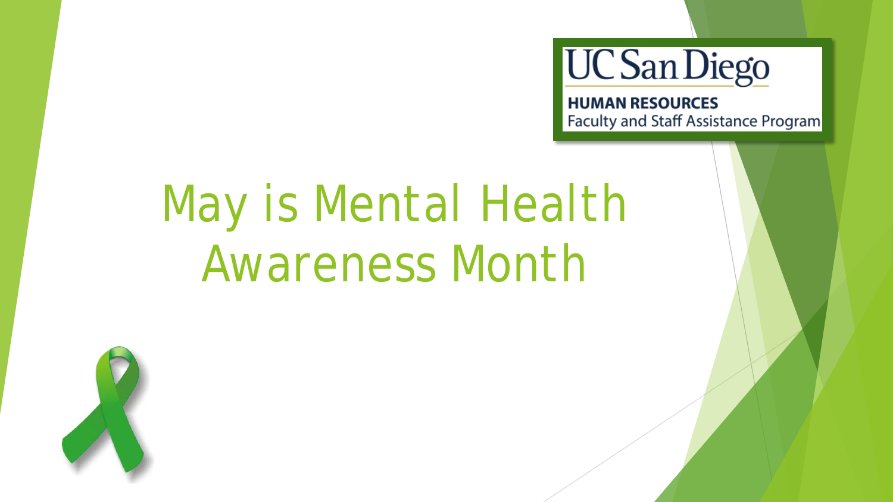UC San Diego

HUMAN RESOURCES

Faculty and Staff Assistance Program

# May is Mental Health Awareness Month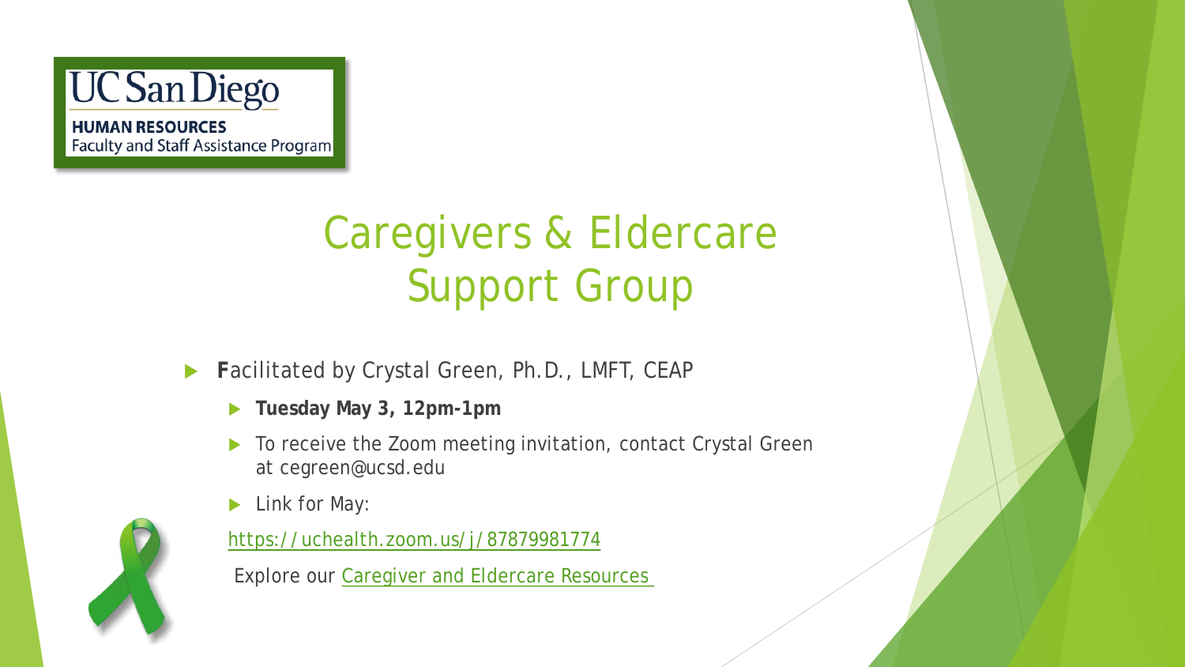UC San Diego

**HUMAN RESOURCES**
Faculty and Staff Assistance Program

# Caregivers & Eldercare Support Group

- **F**acilitated by Crystal Green, Ph.D., LMFT, CEAP
  - **Tuesday May 3, 12pm-1pm**
  - To receive the Zoom meeting invitation, contact Crystal Green at cegreen@ucsd.edu
  - Link for May:

https://uchealth.zoom.us/j/87879981774

Explore our Caregiver and Eldercare Resources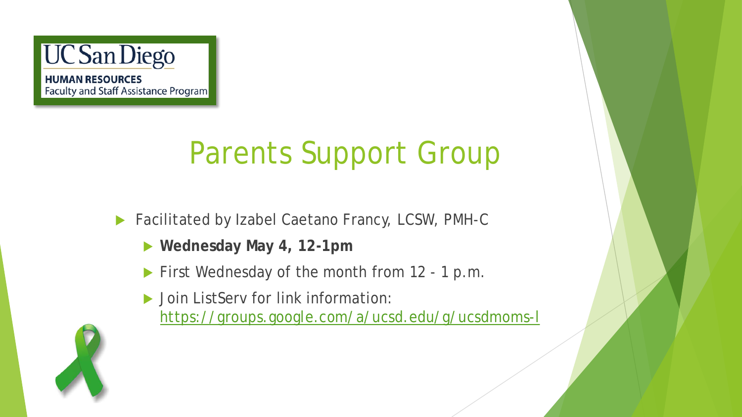UC San Diego
HUMAN RESOURCES
Faculty and Staff Assistance Program

# Parents Support Group

- Facilitated by Izabel Caetano Francy, LCSW, PMH-C
  - **Wednesday May 4, 12-1pm**
  - First Wednesday of the month from 12 - 1 p.m.
  - Join ListServ for link information: https://groups.google.com/a/ucsd.edu/g/ucsdmoms-l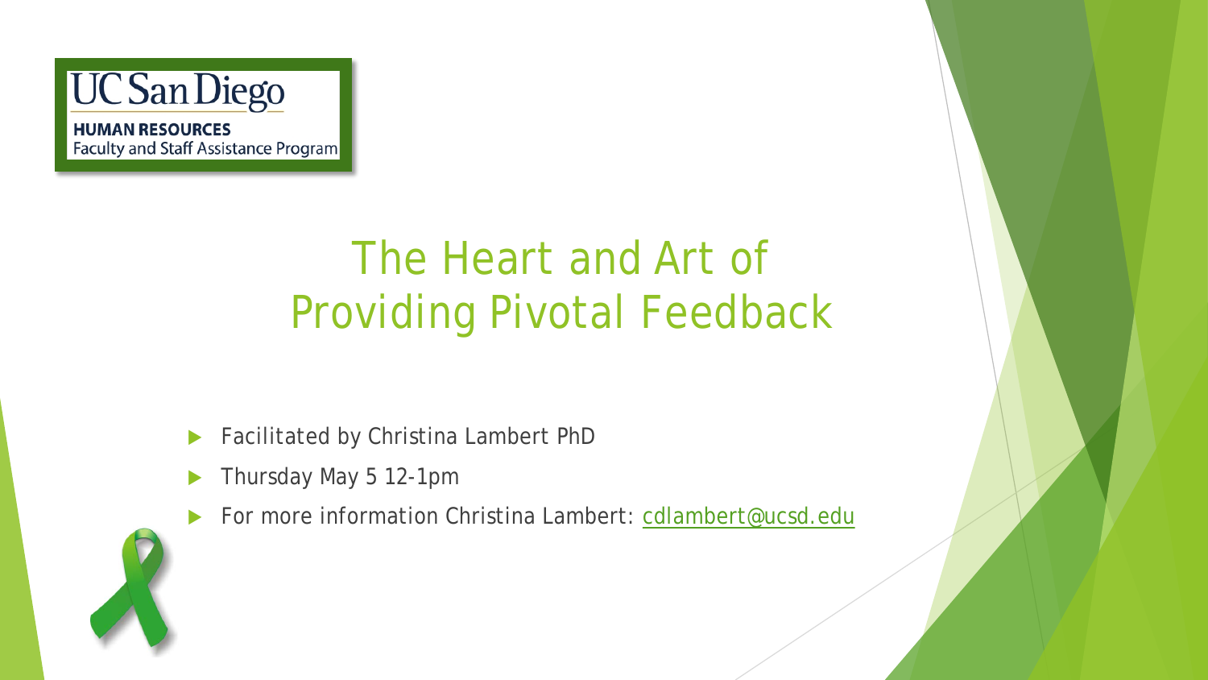UC San Diego

**HUMAN RESOURCES**
Faculty and Staff Assistance Program

# The Heart and Art of Providing Pivotal Feedback

- Facilitated by Christina Lambert PhD
- Thursday May 5 12-1pm
- For more information Christina Lambert: [cdlambert@ucsd.edu](mailto:cdlambert@ucsd.edu)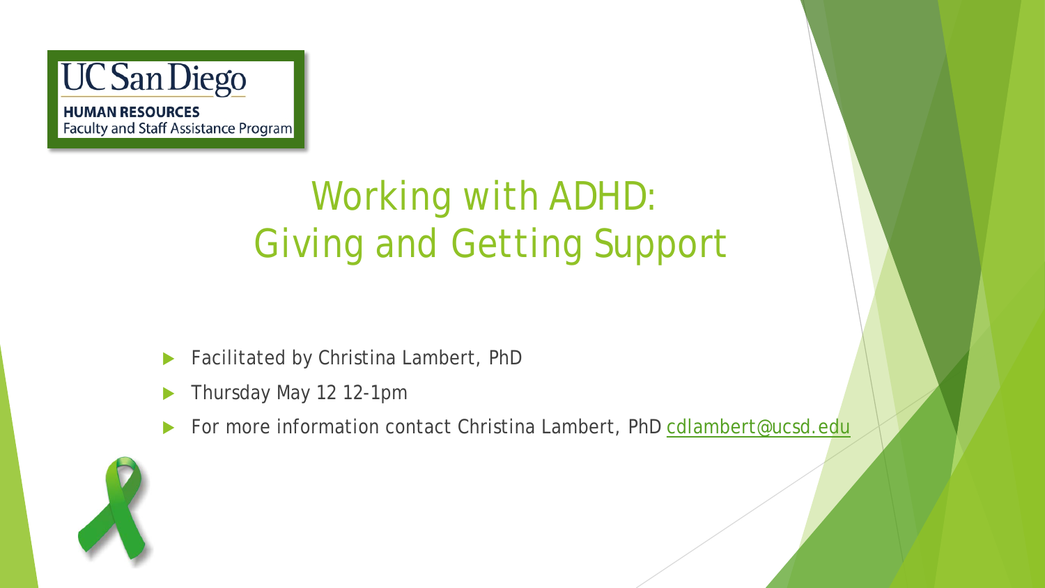UC San Diego

**HUMAN RESOURCES**
Faculty and Staff Assistance Program

# Working with ADHD: Giving and Getting Support

- Facilitated by Christina Lambert, PhD
- Thursday May 12 12-1pm
- For more information contact Christina Lambert, PhD cdlambert@ucsd.edu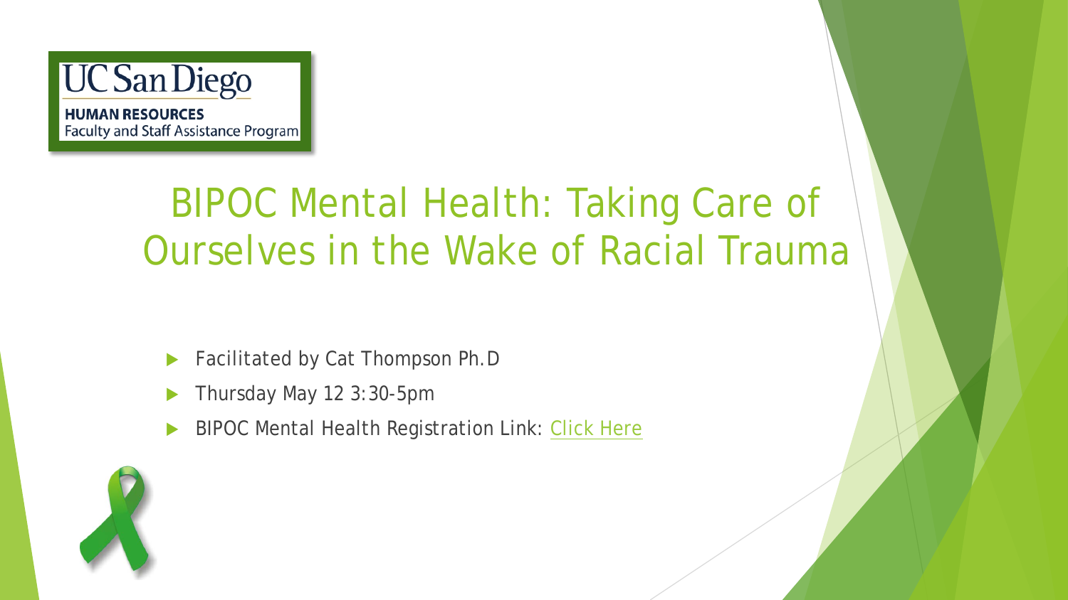UC San Diego

**HUMAN RESOURCES**
Faculty and Staff Assistance Program

# BIPOC Mental Health: Taking Care of Ourselves in the Wake of Racial Trauma

- Facilitated by Cat Thompson Ph.D
- Thursday May 12 3:30-5pm
- BIPOC Mental Health Registration Link: Click Here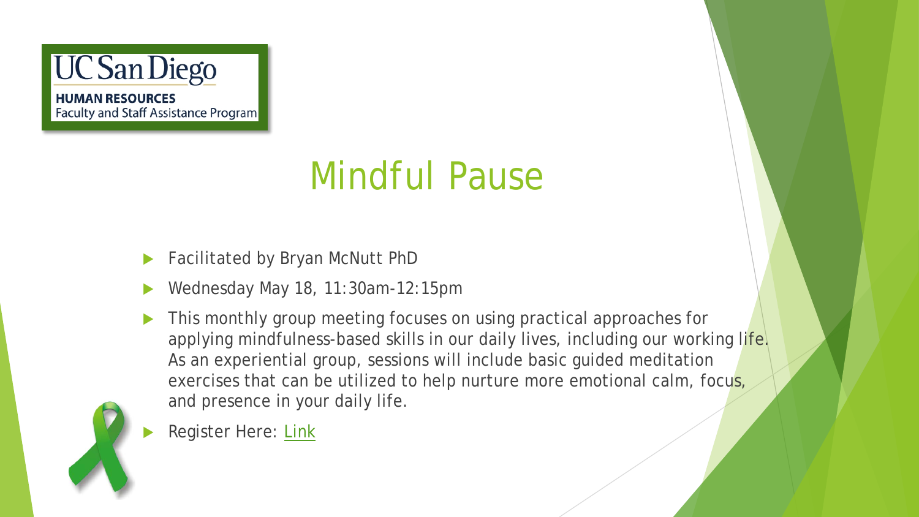UC San Diego
**HUMAN RESOURCES**
Faculty and Staff Assistance Program

# Mindful Pause

- Facilitated by Bryan McNutt PhD
- Wednesday May 18, 11:30am-12:15pm
- This monthly group meeting focuses on using practical approaches for applying mindfulness-based skills in our daily lives, including our working life. As an experiential group, sessions will include basic guided meditation exercises that can be utilized to help nurture more emotional calm, focus, and presence in your daily life.
- Register Here: Link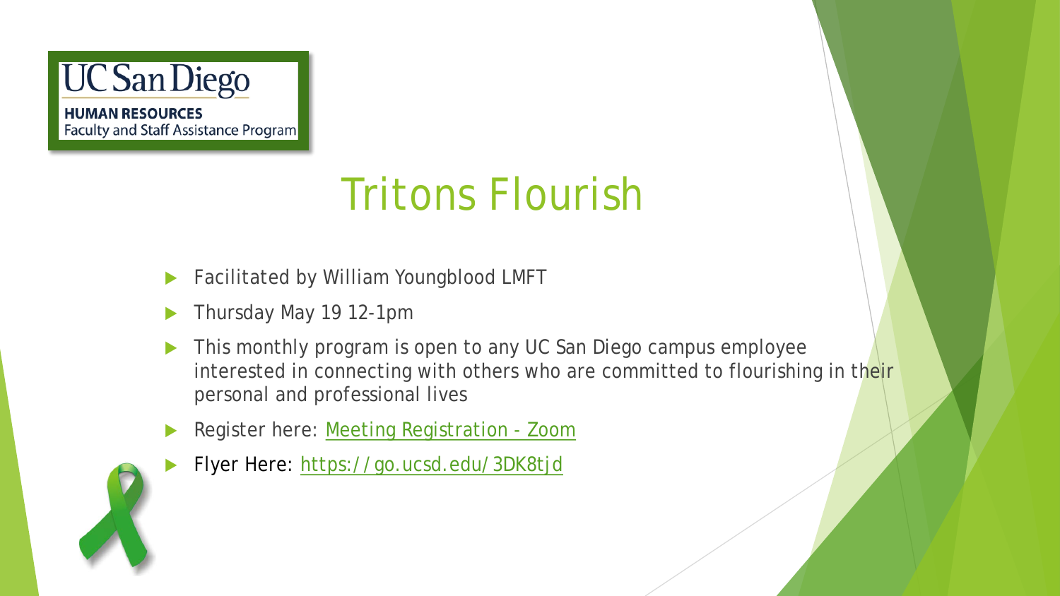UC San Diego

**HUMAN RESOURCES**
Faculty and Staff Assistance Program

# Tritons Flourish

- Facilitated by William Youngblood LMFT
- Thursday May 19 12-1pm
- This monthly program is open to any UC San Diego campus employee interested in connecting with others who are committed to flourishing in their personal and professional lives
- Register here: Meeting Registration - Zoom
- Flyer Here: https://go.ucsd.edu/3DK8tjd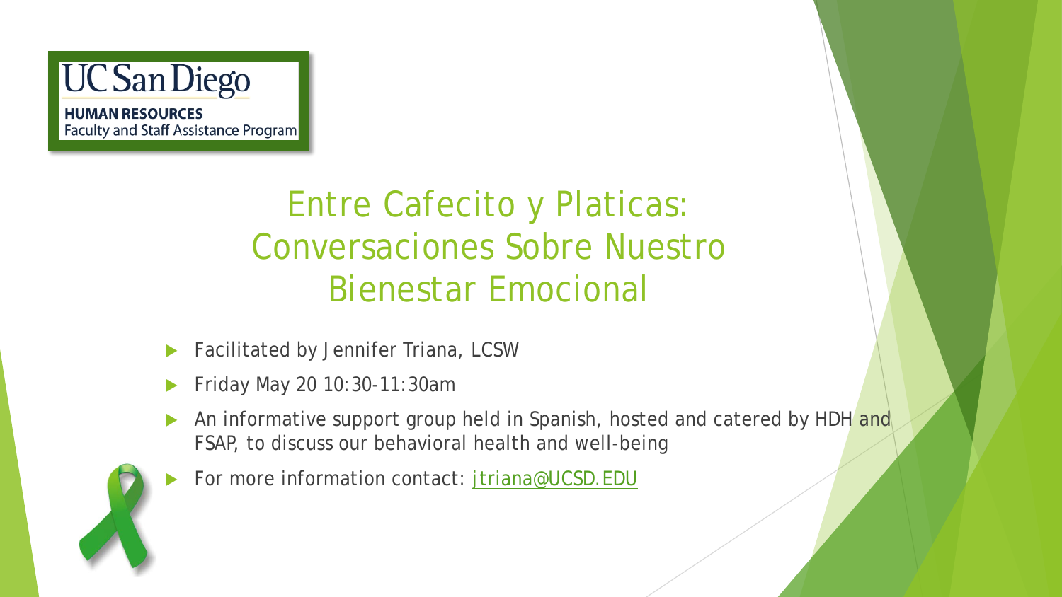UC San Diego

**HUMAN RESOURCES**
Faculty and Staff Assistance Program

# Entre Cafecito y Platicas: Conversaciones Sobre Nuestro Bienestar Emocional

- Facilitated by Jennifer Triana, LCSW
- Friday May 20 10:30-11:30am
- An informative support group held in Spanish, hosted and catered by HDH and FSAP, to discuss our behavioral health and well-being
- For more information contact: jtriana@UCSD.EDU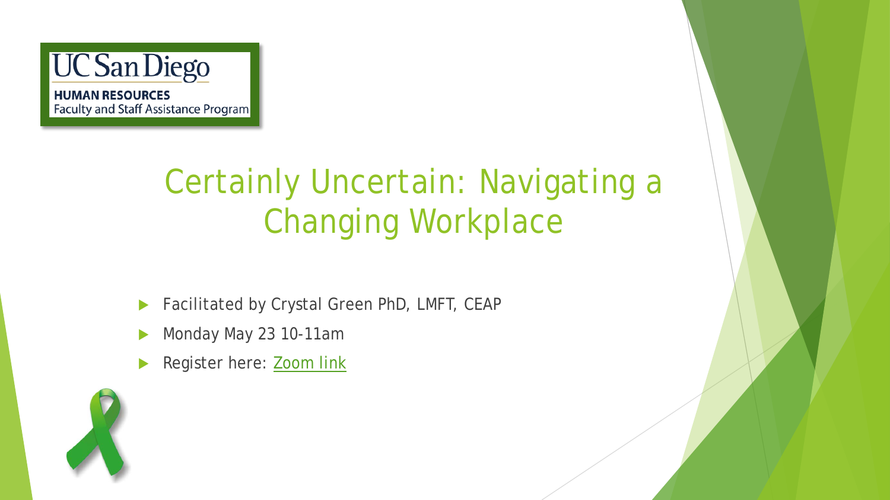UC San Diego

**HUMAN RESOURCES**
Faculty and Staff Assistance Program

# Certainly Uncertain: Navigating a Changing Workplace

- Facilitated by Crystal Green PhD, LMFT, CEAP
- Monday May 23 10-11am
- Register here: Zoom link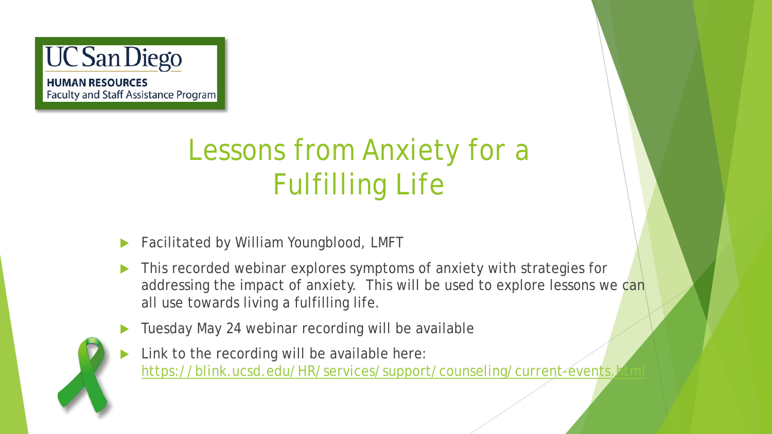UC San Diego

**HUMAN RESOURCES**
Faculty and Staff Assistance Program

# Lessons from Anxiety for a Fulfilling Life

- Facilitated by William Youngblood, LMFT
- This recorded webinar explores symptoms of anxiety with strategies for addressing the impact of anxiety. This will be used to explore lessons we can all use towards living a fulfilling life.
- Tuesday May 24 webinar recording will be available
- Link to the recording will be available here: [https://blink.ucsd.edu/HR/services/support/counseling/current-events.html](https://blink.ucsd.edu/HR/services/support/counseling/current-events.html)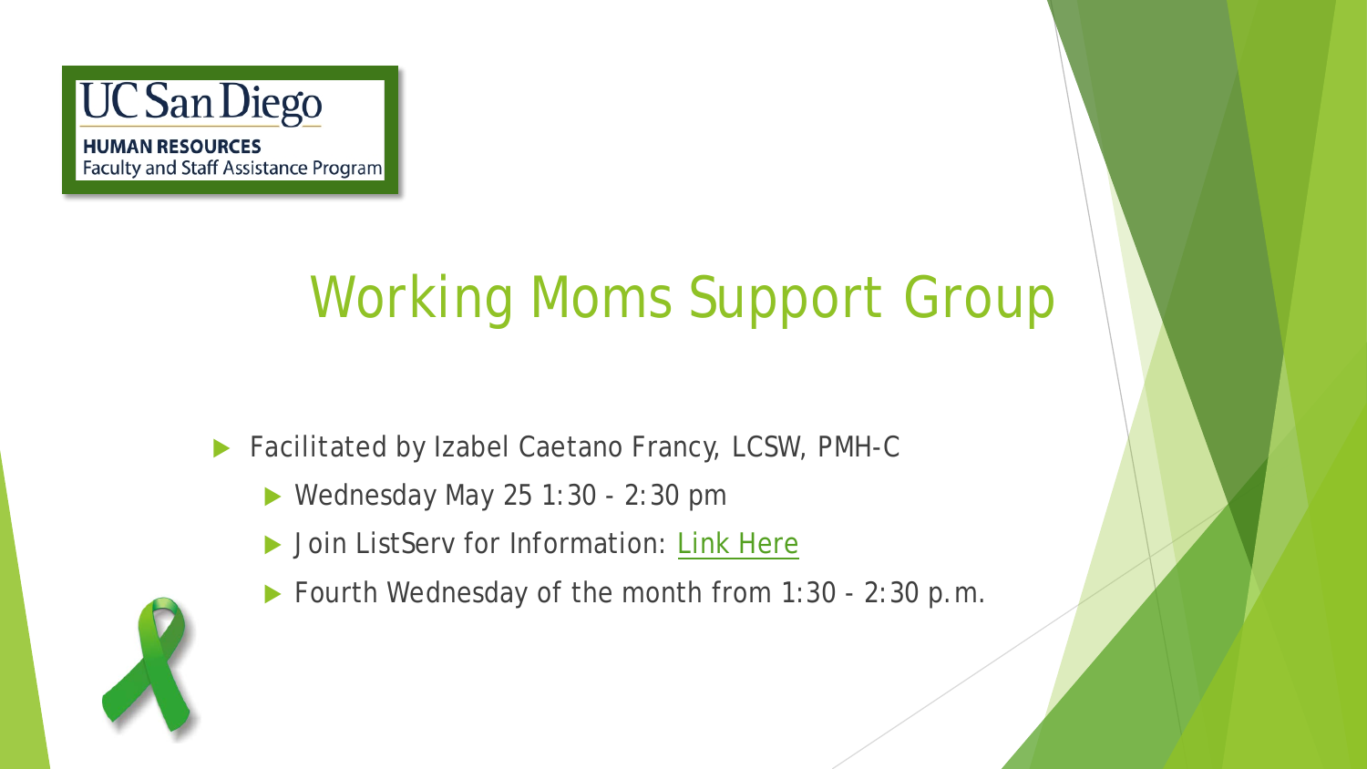UC San Diego
**HUMAN RESOURCES**
Faculty and Staff Assistance Program

# Working Moms Support Group

- Facilitated by Izabel Caetano Francy, LCSW, PMH-C
  - Wednesday May 25 1:30 - 2:30 pm
  - Join ListServ for Information: Link Here
  - Fourth Wednesday of the month from 1:30 - 2:30 p.m.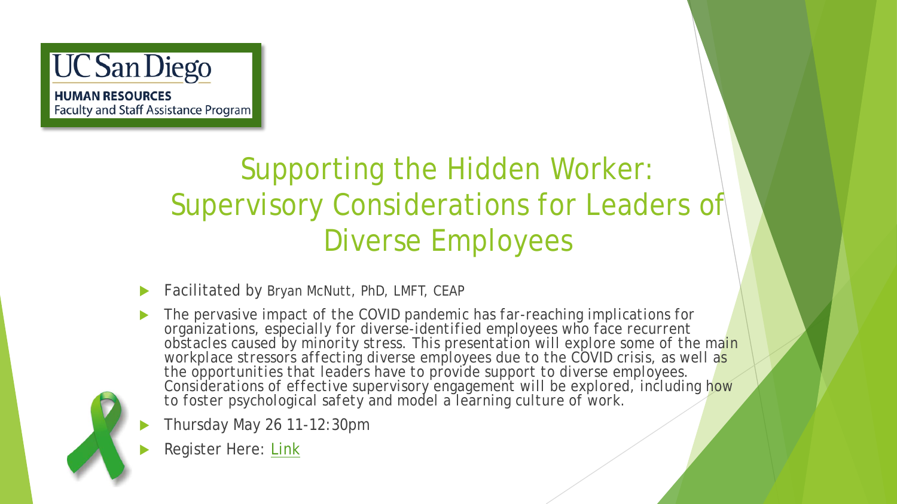UC San Diego

**HUMAN RESOURCES**
Faculty and Staff Assistance Program

# Supporting the Hidden Worker: Supervisory Considerations for Leaders of Diverse Employees

- Facilitated by Bryan McNutt, PhD, LMFT, CEAP
- The pervasive impact of the COVID pandemic has far-reaching implications for organizations, especially for diverse-identified employees who face recurrent obstacles caused by minority stress. This presentation will explore some of the main workplace stressors affecting diverse employees due to the COVID crisis, as well as the opportunities that leaders have to provide support to diverse employees. Considerations of effective supervisory engagement will be explored, including how to foster psychological safety and model a learning culture of work.
- Thursday May 26 11-12:30pm
- Register Here: Link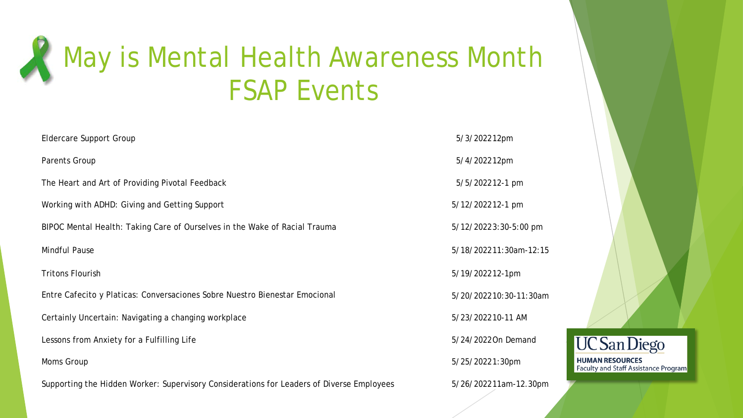# May is Mental Health Awareness Month FSAP Events

| | |
|---|---|
| Eldercare Support Group | 5/3/2022 12pm |
| Parents Group | 5/4/2022 12pm |
| The Heart and Art of Providing Pivotal Feedback | 5/5/2022 12-1 pm |
| Working with ADHD: Giving and Getting Support | 5/12/2022 12-1 pm |
| BIPOC Mental Health: Taking Care of Ourselves in the Wake of Racial Trauma | 5/12/2022 3:30-5:00 pm |
| Mindful Pause | 5/18/2022 11:30am-12:15 |
| Tritons Flourish | 5/19/2022 12-1pm |
| Entre Cafecito y Platicas: Conversaciones Sobre Nuestro Bienestar Emocional | 5/20/2022 10:30-11:30am |
| Certainly Uncertain: Navigating a changing workplace | 5/23/2022 10-11 AM |
| Lessons from Anxiety for a Fulfilling Life | 5/24/2022 On Demand |
| Moms Group | 5/25/2022 1:30pm |
| Supporting the Hidden Worker: Supervisory Considerations for Leaders of Diverse Employees | 5/26/2022 11am-12.30pm |

UC San Diego
HUMAN RESOURCES
Faculty and Staff Assistance Program